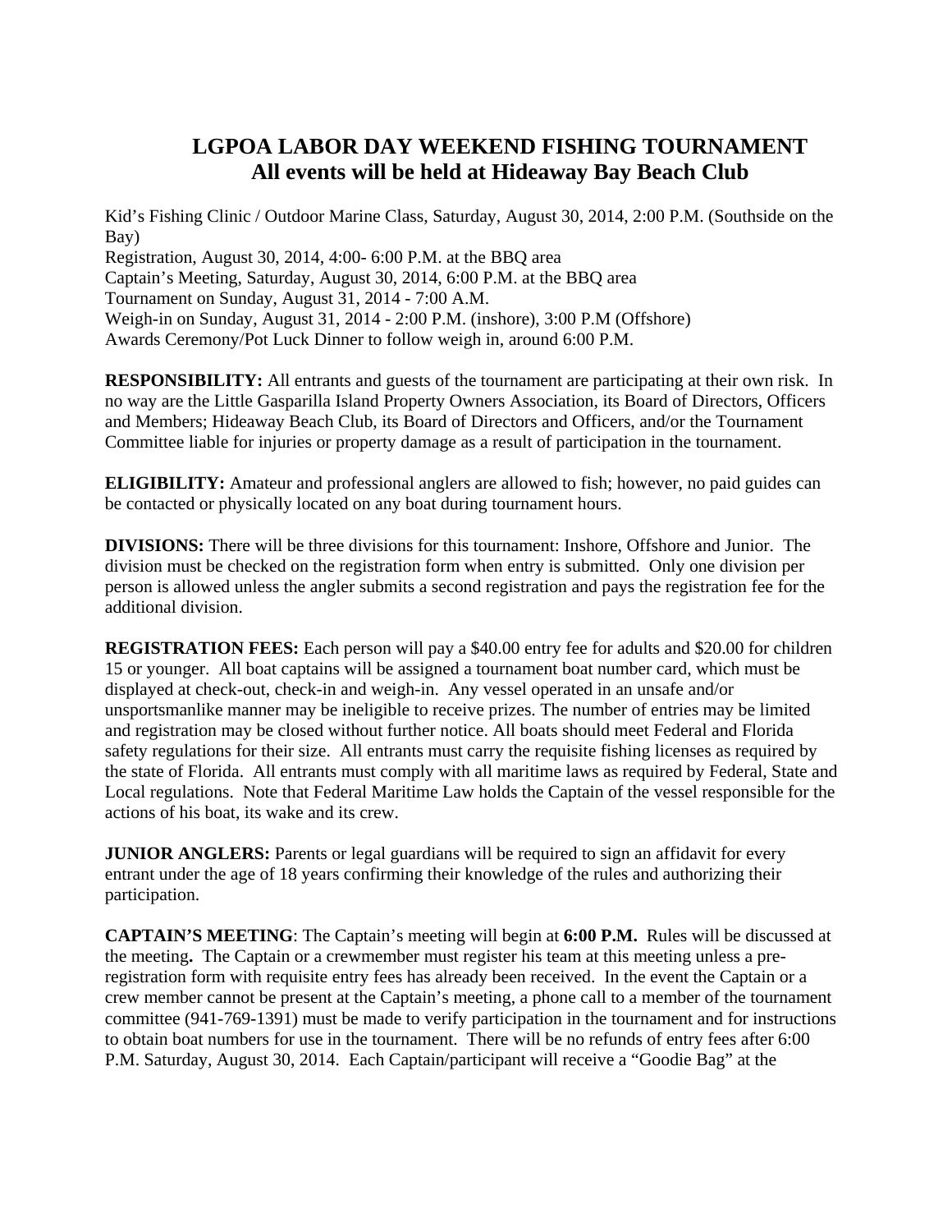# LGPOA LABOR DAY WEEKEND FISHING TOURNAMENT
## All events will be held at Hideaway Bay Beach Club

Kid's Fishing Clinic / Outdoor Marine Class, Saturday, August 30, 2014, 2:00 P.M. (Southside on the Bay)
Registration, August 30, 2014, 4:00- 6:00 P.M. at the BBQ area
Captain's Meeting, Saturday, August 30, 2014, 6:00 P.M. at the BBQ area
Tournament on Sunday, August 31, 2014 - 7:00 A.M.
Weigh-in on Sunday, August 31, 2014 - 2:00 P.M. (inshore), 3:00 P.M (Offshore)
Awards Ceremony/Pot Luck Dinner to follow weigh in, around 6:00 P.M.

**RESPONSIBILITY:** All entrants and guests of the tournament are participating at their own risk. In no way are the Little Gasparilla Island Property Owners Association, its Board of Directors, Officers and Members; Hideaway Beach Club, its Board of Directors and Officers, and/or the Tournament Committee liable for injuries or property damage as a result of participation in the tournament.

**ELIGIBILITY:** Amateur and professional anglers are allowed to fish; however, no paid guides can be contacted or physically located on any boat during tournament hours.

**DIVISIONS:** There will be three divisions for this tournament: Inshore, Offshore and Junior. The division must be checked on the registration form when entry is submitted. Only one division per person is allowed unless the angler submits a second registration and pays the registration fee for the additional division.

**REGISTRATION FEES:** Each person will pay a $40.00 entry fee for adults and $20.00 for children 15 or younger. All boat captains will be assigned a tournament boat number card, which must be displayed at check-out, check-in and weigh-in. Any vessel operated in an unsafe and/or unsportsmanlike manner may be ineligible to receive prizes. The number of entries may be limited and registration may be closed without further notice. All boats should meet Federal and Florida safety regulations for their size. All entrants must carry the requisite fishing licenses as required by the state of Florida. All entrants must comply with all maritime laws as required by Federal, State and Local regulations. Note that Federal Maritime Law holds the Captain of the vessel responsible for the actions of his boat, its wake and its crew.

**JUNIOR ANGLERS:** Parents or legal guardians will be required to sign an affidavit for every entrant under the age of 18 years confirming their knowledge of the rules and authorizing their participation.

**CAPTAIN'S MEETING**: The Captain's meeting will begin at **6:00 P.M.** Rules will be discussed at the meeting**.** The Captain or a crewmember must register his team at this meeting unless a pre-registration form with requisite entry fees has already been received. In the event the Captain or a crew member cannot be present at the Captain's meeting, a phone call to a member of the tournament committee (941-769-1391) must be made to verify participation in the tournament and for instructions to obtain boat numbers for use in the tournament. There will be no refunds of entry fees after 6:00 P.M. Saturday, August 30, 2014. Each Captain/participant will receive a "Goodie Bag" at the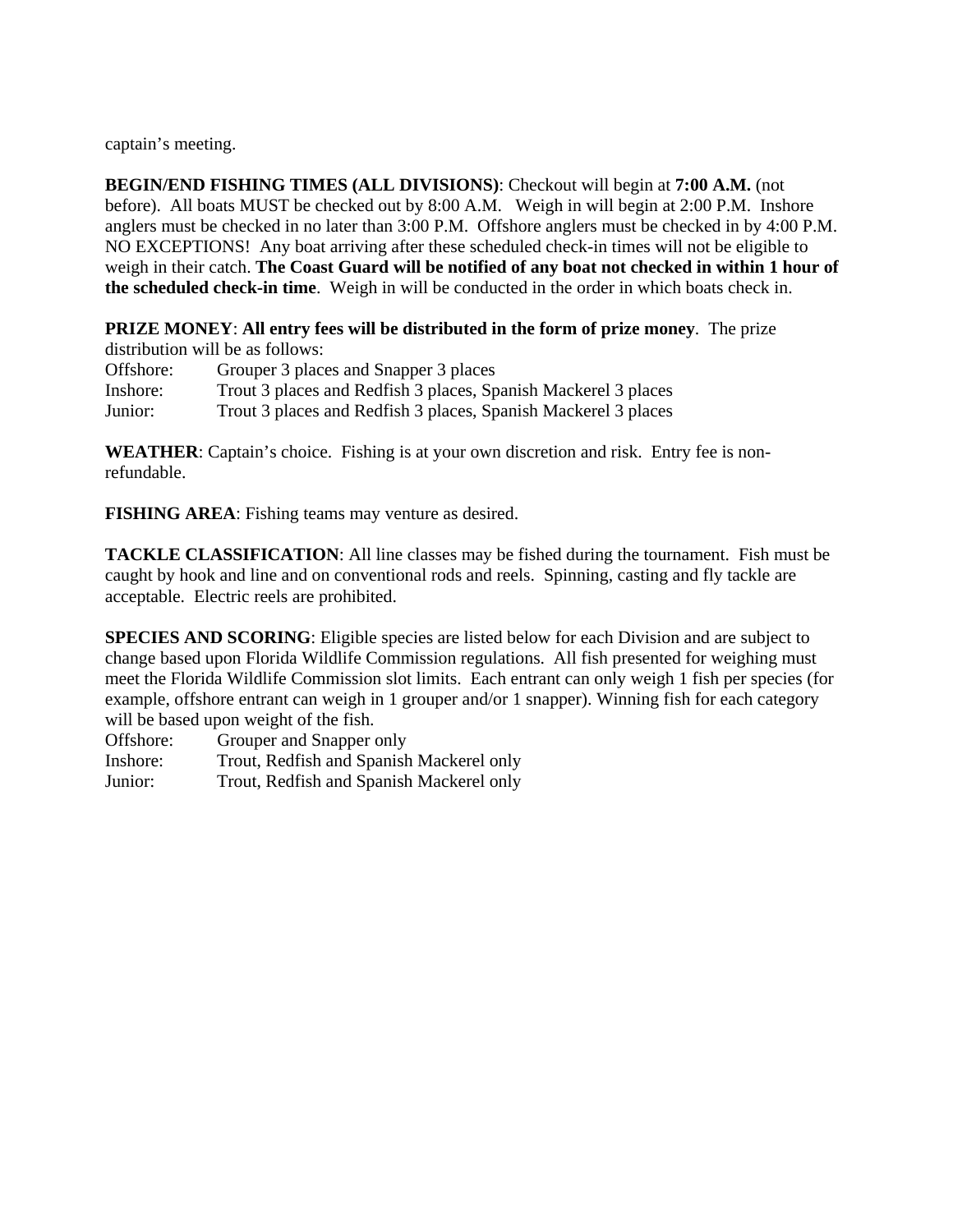captain's meeting.

**BEGIN/END FISHING TIMES (ALL DIVISIONS)**: Checkout will begin at **7:00 A.M.** (not before). All boats MUST be checked out by 8:00 A.M. Weigh in will begin at 2:00 P.M. Inshore anglers must be checked in no later than 3:00 P.M. Offshore anglers must be checked in by 4:00 P.M. NO EXCEPTIONS! Any boat arriving after these scheduled check-in times will not be eligible to weigh in their catch. **The Coast Guard will be notified of any boat not checked in within 1 hour of the scheduled check-in time**. Weigh in will be conducted in the order in which boats check in.

**PRIZE MONEY**: **All entry fees will be distributed in the form of prize money**. The prize distribution will be as follows:

| | |
|---|---|
| Offshore: | Grouper 3 places and Snapper 3 places |
| Inshore: | Trout 3 places and Redfish 3 places, Spanish Mackerel 3 places |
| Junior: | Trout 3 places and Redfish 3 places, Spanish Mackerel 3 places |

**WEATHER**: Captain's choice. Fishing is at your own discretion and risk. Entry fee is non-refundable.

**FISHING AREA**: Fishing teams may venture as desired.

**TACKLE CLASSIFICATION**: All line classes may be fished during the tournament. Fish must be caught by hook and line and on conventional rods and reels. Spinning, casting and fly tackle are acceptable. Electric reels are prohibited.

**SPECIES AND SCORING**: Eligible species are listed below for each Division and are subject to change based upon Florida Wildlife Commission regulations. All fish presented for weighing must meet the Florida Wildlife Commission slot limits. Each entrant can only weigh 1 fish per species (for example, offshore entrant can weigh in 1 grouper and/or 1 snapper). Winning fish for each category will be based upon weight of the fish.

| | |
|---|---|
| Offshore: | Grouper and Snapper only |
| Inshore: | Trout, Redfish and Spanish Mackerel only |
| Junior: | Trout, Redfish and Spanish Mackerel only |